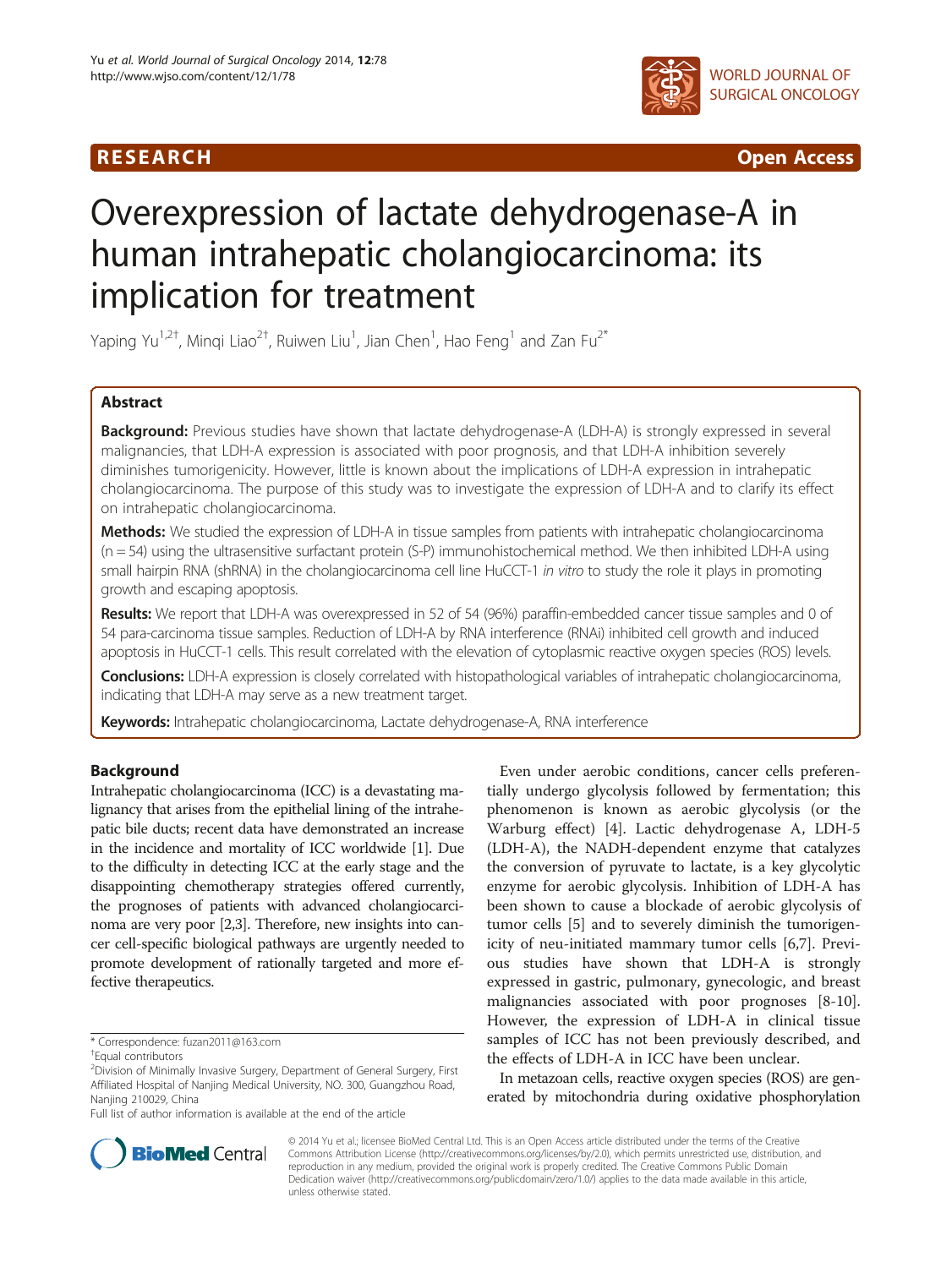RESEARCH Open Access

# Overexpression of lactate dehydrogenase-A in human intrahepatic cholangiocarcinoma: its implication for treatment

Yaping Yu[1,2†], Minqi Liao[2†], Ruiwen Liu[1], Jian Chen[1], Hao Feng[1] and Zan Fu[2*]

## Abstract

**Background:** Previous studies have shown that lactate dehydrogenase-A (LDH-A) is strongly expressed in several malignancies, that LDH-A expression is associated with poor prognosis, and that LDH-A inhibition severely diminishes tumorigenicity. However, little is known about the implications of LDH-A expression in intrahepatic cholangiocarcinoma. The purpose of this study was to investigate the expression of LDH-A and to clarify its effect on intrahepatic cholangiocarcinoma.

**Methods:** We studied the expression of LDH-A in tissue samples from patients with intrahepatic cholangiocarcinoma (n = 54) using the ultrasensitive surfactant protein (S-P) immunohistochemical method. We then inhibited LDH-A using small hairpin RNA (shRNA) in the cholangiocarcinoma cell line HuCCT-1 *in vitro* to study the role it plays in promoting growth and escaping apoptosis.

**Results:** We report that LDH-A was overexpressed in 52 of 54 (96%) paraffin-embedded cancer tissue samples and 0 of 54 para-carcinoma tissue samples. Reduction of LDH-A by RNA interference (RNAi) inhibited cell growth and induced apoptosis in HuCCT-1 cells. This result correlated with the elevation of cytoplasmic reactive oxygen species (ROS) levels.

**Conclusions:** LDH-A expression is closely correlated with histopathological variables of intrahepatic cholangiocarcinoma, indicating that LDH-A may serve as a new treatment target.

**Keywords:** Intrahepatic cholangiocarcinoma, Lactate dehydrogenase-A, RNA interference

## Background

Intrahepatic cholangiocarcinoma (ICC) is a devastating malignancy that arises from the epithelial lining of the intrahepatic bile ducts; recent data have demonstrated an increase in the incidence and mortality of ICC worldwide [1]. Due to the difficulty in detecting ICC at the early stage and the disappointing chemotherapy strategies offered currently, the prognoses of patients with advanced cholangiocarcinoma are very poor [2,3]. Therefore, new insights into cancer cell-specific biological pathways are urgently needed to promote development of rationally targeted and more effective therapeutics.

Even under aerobic conditions, cancer cells preferentially undergo glycolysis followed by fermentation; this phenomenon is known as aerobic glycolysis (or the Warburg effect) [4]. Lactic dehydrogenase A, LDH-5 (LDH-A), the NADH-dependent enzyme that catalyzes the conversion of pyruvate to lactate, is a key glycolytic enzyme for aerobic glycolysis. Inhibition of LDH-A has been shown to cause a blockade of aerobic glycolysis of tumor cells [5] and to severely diminish the tumorigenicity of neu-initiated mammary tumor cells [6,7]. Previous studies have shown that LDH-A is strongly expressed in gastric, pulmonary, gynecologic, and breast malignancies associated with poor prognoses [8-10]. However, the expression of LDH-A in clinical tissue samples of ICC has not been previously described, and the effects of LDH-A in ICC have been unclear.

In metazoan cells, reactive oxygen species (ROS) are generated by mitochondria during oxidative phosphorylation

\* Correspondence: fuzan2011@163.com
†Equal contributors
[2]Division of Minimally Invasive Surgery, Department of General Surgery, First Affiliated Hospital of Nanjing Medical University, NO. 300, Guangzhou Road, Nanjing 210029, China
Full list of author information is available at the end of the article

© 2014 Yu et al.; licensee BioMed Central Ltd. This is an Open Access article distributed under the terms of the Creative Commons Attribution License (http://creativecommons.org/licenses/by/2.0), which permits unrestricted use, distribution, and reproduction in any medium, provided the original work is properly credited. The Creative Commons Public Domain Dedication waiver (http://creativecommons.org/publicdomain/zero/1.0/) applies to the data made available in this article, unless otherwise stated.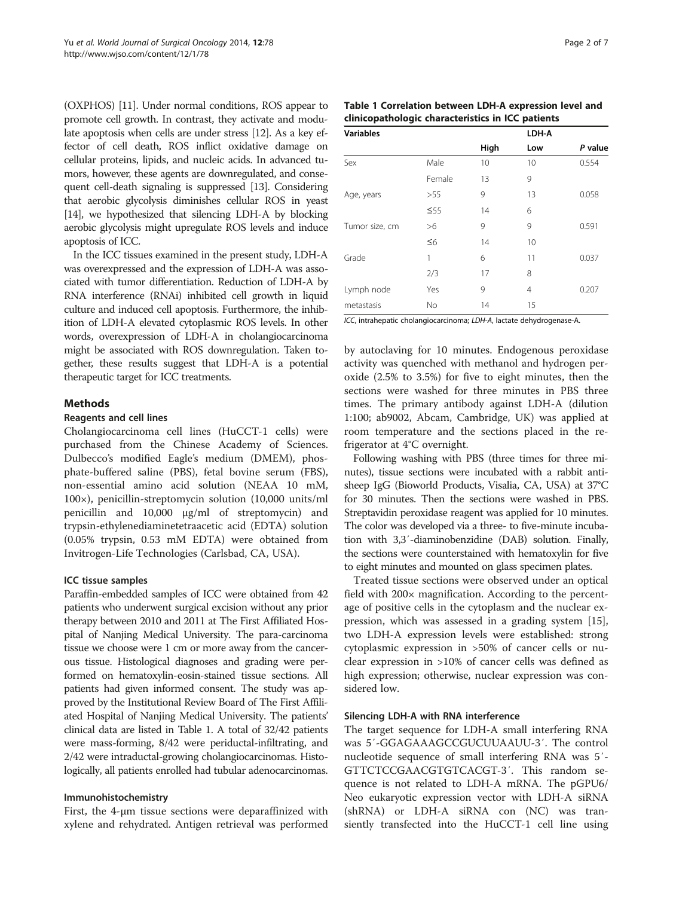(OXPHOS) [11]. Under normal conditions, ROS appear to promote cell growth. In contrast, they activate and modulate apoptosis when cells are under stress [12]. As a key effector of cell death, ROS inflict oxidative damage on cellular proteins, lipids, and nucleic acids. In advanced tumors, however, these agents are downregulated, and consequent cell-death signaling is suppressed [13]. Considering that aerobic glycolysis diminishes cellular ROS in yeast [14], we hypothesized that silencing LDH-A by blocking aerobic glycolysis might upregulate ROS levels and induce apoptosis of ICC.

In the ICC tissues examined in the present study, LDH-A was overexpressed and the expression of LDH-A was associated with tumor differentiation. Reduction of LDH-A by RNA interference (RNAi) inhibited cell growth in liquid culture and induced cell apoptosis. Furthermore, the inhibition of LDH-A elevated cytoplasmic ROS levels. In other words, overexpression of LDH-A in cholangiocarcinoma might be associated with ROS downregulation. Taken together, these results suggest that LDH-A is a potential therapeutic target for ICC treatments.

## Methods

### Reagents and cell lines

Cholangiocarcinoma cell lines (HuCCT-1 cells) were purchased from the Chinese Academy of Sciences. Dulbecco's modified Eagle's medium (DMEM), phosphate-buffered saline (PBS), fetal bovine serum (FBS), non-essential amino acid solution (NEAA 10 mM, 100×), penicillin-streptomycin solution (10,000 units/ml penicillin and 10,000 μg/ml of streptomycin) and trypsin-ethylenediaminetetraacetic acid (EDTA) solution (0.05% trypsin, 0.53 mM EDTA) were obtained from Invitrogen-Life Technologies (Carlsbad, CA, USA).

### ICC tissue samples

Paraffin-embedded samples of ICC were obtained from 42 patients who underwent surgical excision without any prior therapy between 2010 and 2011 at The First Affiliated Hospital of Nanjing Medical University. The para-carcinoma tissue we choose were 1 cm or more away from the cancerous tissue. Histological diagnoses and grading were performed on hematoxylin-eosin-stained tissue sections. All patients had given informed consent. The study was approved by the Institutional Review Board of The First Affiliated Hospital of Nanjing Medical University. The patients' clinical data are listed in Table 1. A total of 32/42 patients were mass-forming, 8/42 were periductal-infiltrating, and 2/42 were intraductal-growing cholangiocarcinomas. Histologically, all patients enrolled had tubular adenocarcinomas.

### Immunohistochemistry

First, the 4-μm tissue sections were deparaffinized with xylene and rehydrated. Antigen retrieval was performed by autoclaving for 10 minutes. Endogenous peroxidase activity was quenched with methanol and hydrogen peroxide (2.5% to 3.5%) for five to eight minutes, then the sections were washed for three minutes in PBS three times. The primary antibody against LDH-A (dilution 1:100; ab9002, Abcam, Cambridge, UK) was applied at room temperature and the sections placed in the refrigerator at 4°C overnight.

Following washing with PBS (three times for three minutes), tissue sections were incubated with a rabbit anti-sheep IgG (Bioworld Products, Visalia, CA, USA) at 37°C for 30 minutes. Then the sections were washed in PBS. Streptavidin peroxidase reagent was applied for 10 minutes. The color was developed via a three- to five-minute incubation with 3,3′-diaminobenzidine (DAB) solution. Finally, the sections were counterstained with hematoxylin for five to eight minutes and mounted on glass specimen plates.

Treated tissue sections were observed under an optical field with 200× magnification. According to the percentage of positive cells in the cytoplasm and the nuclear expression, which was assessed in a grading system [15], two LDH-A expression levels were established: strong cytoplasmic expression in >50% of cancer cells or nuclear expression in >10% of cancer cells was defined as high expression; otherwise, nuclear expression was considered low.

**Table 1 Correlation between LDH-A expression level and clinicopathologic characteristics in ICC patients**

| Variables | | LDH-A | | |
|---|---|---|---|---|
| | | High | Low | *P* value |
| Sex | Male | 10 | 10 | 0.554 |
| | Female | 13 | 9 | |
| Age, years | >55 | 9 | 13 | 0.058 |
| | ≤55 | 14 | 6 | |
| Tumor size, cm | >6 | 9 | 9 | 0.591 |
| | ≤6 | 14 | 10 | |
| Grade | 1 | 6 | 11 | 0.037 |
| | 2/3 | 17 | 8 | |
| Lymph node metastasis | Yes | 9 | 4 | 0.207 |
| | No | 14 | 15 | |

*ICC*, intrahepatic cholangiocarcinoma; *LDH-A*, lactate dehydrogenase-A.

### Silencing LDH-A with RNA interference

The target sequence for LDH-A small interfering RNA was 5′-GGAGAAAGCCGUCUUAAUU-3′. The control nucleotide sequence of small interfering RNA was 5′-GTTCTCCGAACGTGTCACGT-3′. This random sequence is not related to LDH-A mRNA. The pGPU6/Neo eukaryotic expression vector with LDH-A siRNA (shRNA) or LDH-A siRNA con (NC) was transiently transfected into the HuCCT-1 cell line using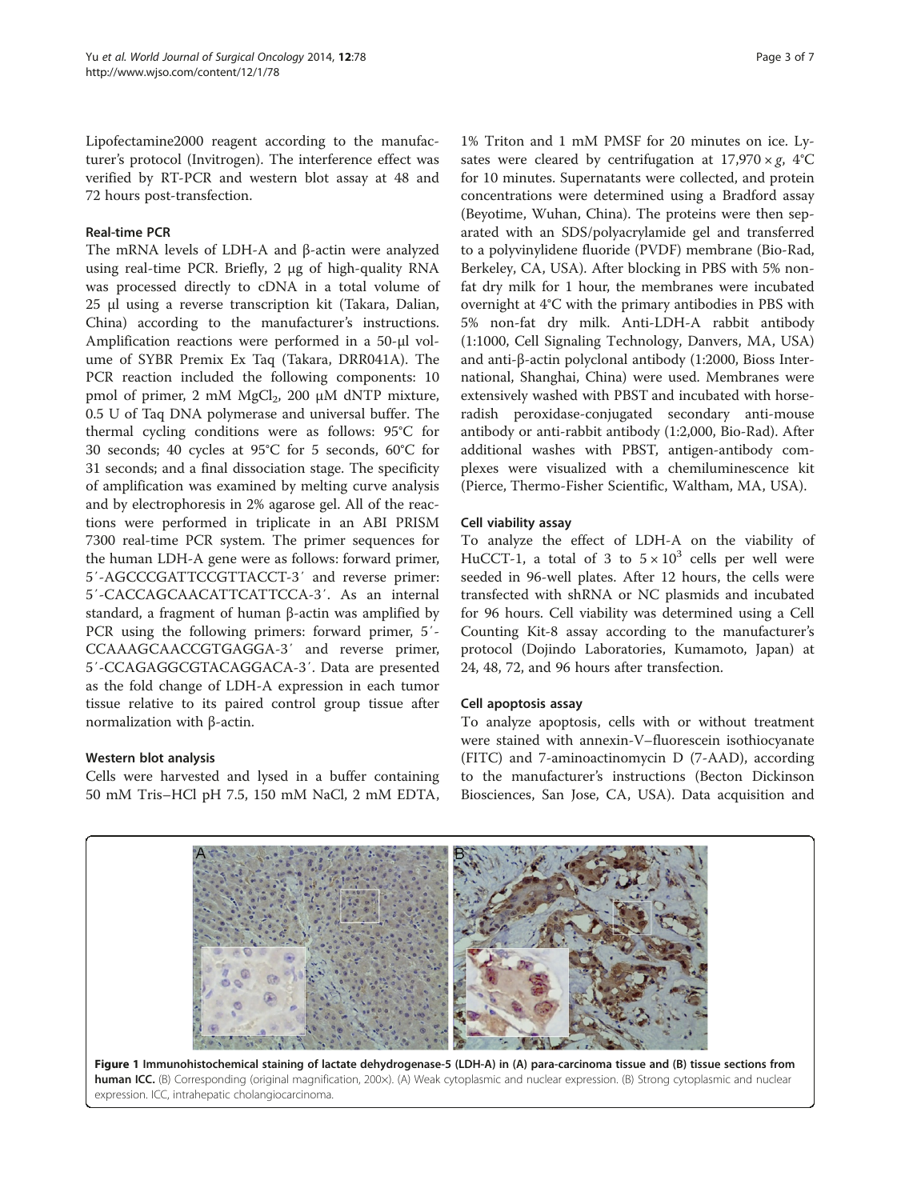Lipofectamine2000 reagent according to the manufacturer's protocol (Invitrogen). The interference effect was verified by RT-PCR and western blot assay at 48 and 72 hours post-transfection.

### Real-time PCR

The mRNA levels of LDH-A and β-actin were analyzed using real-time PCR. Briefly, 2 μg of high-quality RNA was processed directly to cDNA in a total volume of 25 μl using a reverse transcription kit (Takara, Dalian, China) according to the manufacturer's instructions. Amplification reactions were performed in a 50-μl volume of SYBR Premix Ex Taq (Takara, DRR041A). The PCR reaction included the following components: 10 pmol of primer, 2 mM $MgCl_2$, 200 μM dNTP mixture, 0.5 U of Taq DNA polymerase and universal buffer. The thermal cycling conditions were as follows: 95°C for 30 seconds; 40 cycles at 95°C for 5 seconds, 60°C for 31 seconds; and a final dissociation stage. The specificity of amplification was examined by melting curve analysis and by electrophoresis in 2% agarose gel. All of the reactions were performed in triplicate in an ABI PRISM 7300 real-time PCR system. The primer sequences for the human LDH-A gene were as follows: forward primer, 5′-AGCCCGATTCCGTTACCT-3′ and reverse primer: 5′-CACCAGCAACATTCATTCCA-3′. As an internal standard, a fragment of human β-actin was amplified by PCR using the following primers: forward primer, 5′-CCAAAGCAACCGTGAGGA-3′ and reverse primer, 5′-CCAGAGGCGTACAGGACA-3′. Data are presented as the fold change of LDH-A expression in each tumor tissue relative to its paired control group tissue after normalization with β-actin.

### Western blot analysis

Cells were harvested and lysed in a buffer containing 50 mM Tris–HCl pH 7.5, 150 mM NaCl, 2 mM EDTA, 1% Triton and 1 mM PMSF for 20 minutes on ice. Lysates were cleared by centrifugation at 17,970 × *g*, 4°C for 10 minutes. Supernatants were collected, and protein concentrations were determined using a Bradford assay (Beyotime, Wuhan, China). The proteins were then separated with an SDS/polyacrylamide gel and transferred to a polyvinylidene fluoride (PVDF) membrane (Bio-Rad, Berkeley, CA, USA). After blocking in PBS with 5% non-fat dry milk for 1 hour, the membranes were incubated overnight at 4°C with the primary antibodies in PBS with 5% non-fat dry milk. Anti-LDH-A rabbit antibody (1:1000, Cell Signaling Technology, Danvers, MA, USA) and anti-β-actin polyclonal antibody (1:2000, Bioss International, Shanghai, China) were used. Membranes were extensively washed with PBST and incubated with horseradish peroxidase-conjugated secondary anti-mouse antibody or anti-rabbit antibody (1:2,000, Bio-Rad). After additional washes with PBST, antigen-antibody complexes were visualized with a chemiluminescence kit (Pierce, Thermo-Fisher Scientific, Waltham, MA, USA).

### Cell viability assay

To analyze the effect of LDH-A on the viability of HuCCT-1, a total of 3 to $5 \times 10^3$ cells per well were seeded in 96-well plates. After 12 hours, the cells were transfected with shRNA or NC plasmids and incubated for 96 hours. Cell viability was determined using a Cell Counting Kit-8 assay according to the manufacturer's protocol (Dojindo Laboratories, Kumamoto, Japan) at 24, 48, 72, and 96 hours after transfection.

### Cell apoptosis assay

To analyze apoptosis, cells with or without treatment were stained with annexin-V–fluorescein isothiocyanate (FITC) and 7-aminoactinomycin D (7-AAD), according to the manufacturer's instructions (Becton Dickinson Biosciences, San Jose, CA, USA). Data acquisition and

**Figure 1 Immunohistochemical staining of lactate dehydrogenase-5 (LDH-A) in (A) para-carcinoma tissue and (B) tissue sections from human ICC.** (B) Corresponding (original magnification, 200×). (A) Weak cytoplasmic and nuclear expression. (B) Strong cytoplasmic and nuclear expression. ICC, intrahepatic cholangiocarcinoma.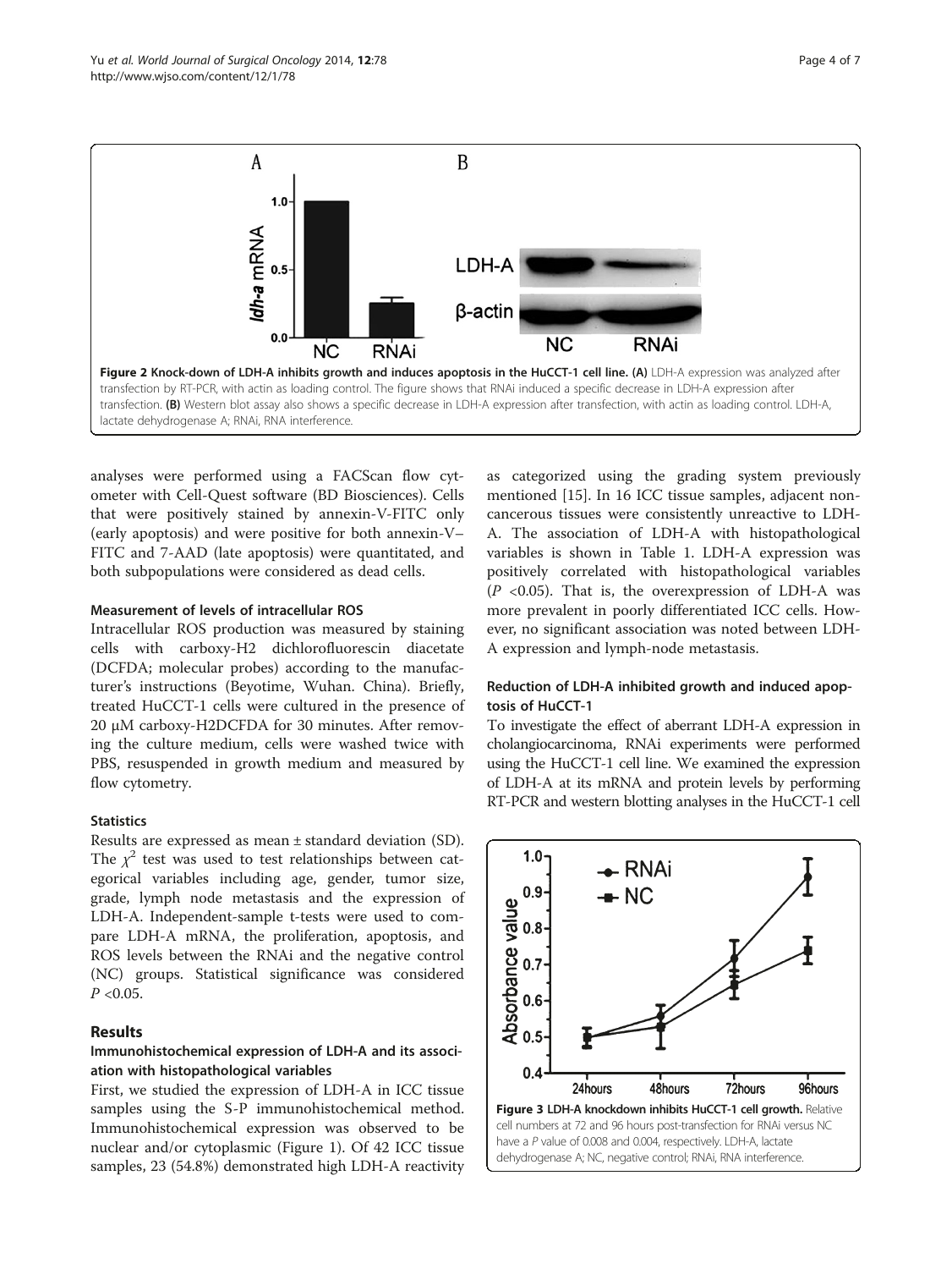Figure 2 Knock-down of LDH-A inhibits growth and induces apoptosis in the HuCCT-1 cell line. (A) LDH-A expression was analyzed after transfection by RT-PCR, with actin as loading control. The figure shows that RNAi induced a specific decrease in LDH-A expression after transfection. (B) Western blot assay also shows a specific decrease in LDH-A expression after transfection, with actin as loading control. LDH-A, lactate dehydrogenase A; RNAi, RNA interference.

analyses were performed using a FACScan flow cytometer with Cell-Quest software (BD Biosciences). Cells that were positively stained by annexin-V-FITC only (early apoptosis) and were positive for both annexin-V–FITC and 7-AAD (late apoptosis) were quantitated, and both subpopulations were considered as dead cells.

#### Measurement of levels of intracellular ROS

Intracellular ROS production was measured by staining cells with carboxy-H2 dichlorofluorescin diacetate (DCFDA; molecular probes) according to the manufacturer's instructions (Beyotime, Wuhan. China). Briefly, treated HuCCT-1 cells were cultured in the presence of 20 μM carboxy-H2DCFDA for 30 minutes. After removing the culture medium, cells were washed twice with PBS, resuspended in growth medium and measured by flow cytometry.

#### Statistics

Results are expressed as mean ± standard deviation (SD). The $\chi^2$ test was used to test relationships between categorical variables including age, gender, tumor size, grade, lymph node metastasis and the expression of LDH-A. Independent-sample t-tests were used to compare LDH-A mRNA, the proliferation, apoptosis, and ROS levels between the RNAi and the negative control (NC) groups. Statistical significance was considered $P$ <0.05.

## Results

### Immunohistochemical expression of LDH-A and its association with histopathological variables

First, we studied the expression of LDH-A in ICC tissue samples using the S-P immunohistochemical method. Immunohistochemical expression was observed to be nuclear and/or cytoplasmic (Figure 1). Of 42 ICC tissue samples, 23 (54.8%) demonstrated high LDH-A reactivity as categorized using the grading system previously mentioned [15]. In 16 ICC tissue samples, adjacent noncancerous tissues were consistently unreactive to LDH-A. The association of LDH-A with histopathological variables is shown in Table 1. LDH-A expression was positively correlated with histopathological variables ($P$ <0.05). That is, the overexpression of LDH-A was more prevalent in poorly differentiated ICC cells. However, no significant association was noted between LDH-A expression and lymph-node metastasis.

### Reduction of LDH-A inhibited growth and induced apoptosis of HuCCT-1

To investigate the effect of aberrant LDH-A expression in cholangiocarcinoma, RNAi experiments were performed using the HuCCT-1 cell line. We examined the expression of LDH-A at its mRNA and protein levels by performing RT-PCR and western blotting analyses in the HuCCT-1 cell

Figure 3 LDH-A knockdown inhibits HuCCT-1 cell growth. Relative cell numbers at 72 and 96 hours post-transfection for RNAi versus NC have a $P$ value of 0.008 and 0.004, respectively. LDH-A, lactate dehydrogenase A; NC, negative control; RNAi, RNA interference.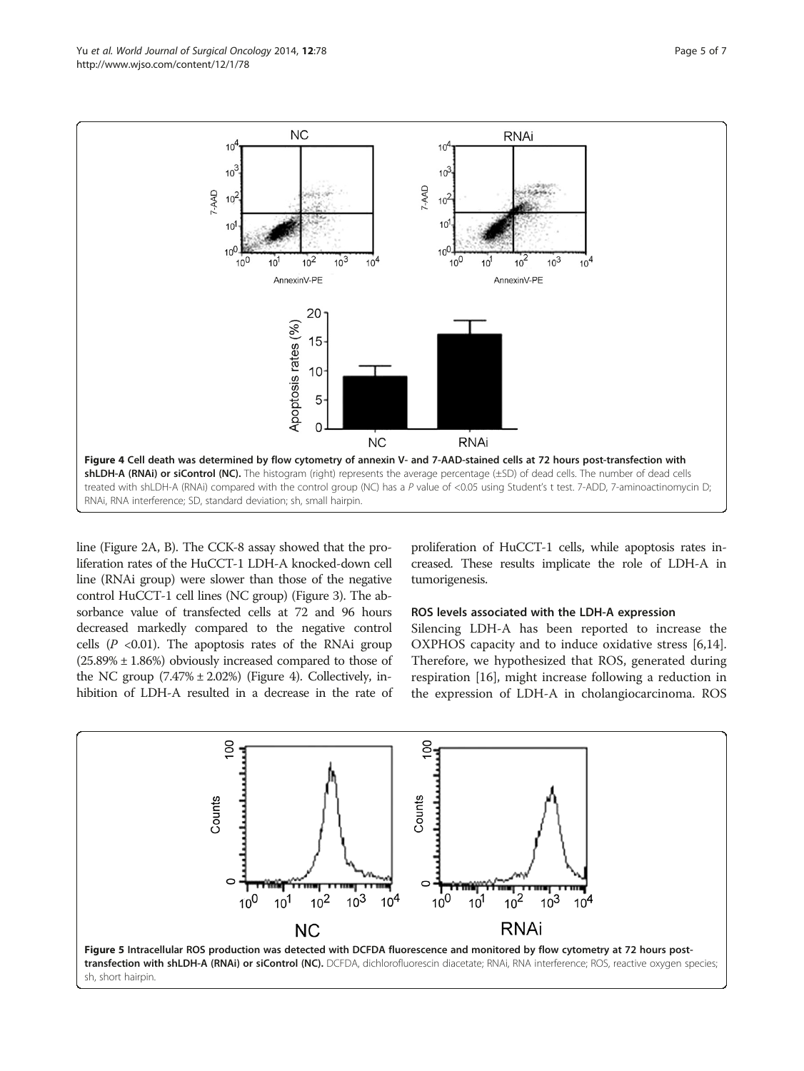Figure 4 Cell death was determined by flow cytometry of annexin V- and 7-AAD-stained cells at 72 hours post-transfection with shLDH-A (RNAi) or siControl (NC). The histogram (right) represents the average percentage (±SD) of dead cells. The number of dead cells treated with shLDH-A (RNAi) compared with the control group (NC) has a *P* value of <0.05 using Student's t test. 7-ADD, 7-aminoactinomycin D; RNAi, RNA interference; SD, standard deviation; sh, small hairpin.

line (Figure 2A, B). The CCK-8 assay showed that the proliferation rates of the HuCCT-1 LDH-A knocked-down cell line (RNAi group) were slower than those of the negative control HuCCT-1 cell lines (NC group) (Figure 3). The absorbance value of transfected cells at 72 and 96 hours decreased markedly compared to the negative control cells ($P$ <0.01). The apoptosis rates of the RNAi group (25.89% ± 1.86%) obviously increased compared to those of the NC group (7.47% ± 2.02%) (Figure 4). Collectively, inhibition of LDH-A resulted in a decrease in the rate of proliferation of HuCCT-1 cells, while apoptosis rates increased. These results implicate the role of LDH-A in tumorigenesis.

### ROS levels associated with the LDH-A expression

Silencing LDH-A has been reported to increase the OXPHOS capacity and to induce oxidative stress [6,14]. Therefore, we hypothesized that ROS, generated during respiration [16], might increase following a reduction in the expression of LDH-A in cholangiocarcinoma. ROS

Figure 5 Intracellular ROS production was detected with DCFDA fluorescence and monitored by flow cytometry at 72 hours post-transfection with shLDH-A (RNAi) or siControl (NC). DCFDA, dichlorofluorescin diacetate; RNAi, RNA interference; ROS, reactive oxygen species; sh, short hairpin.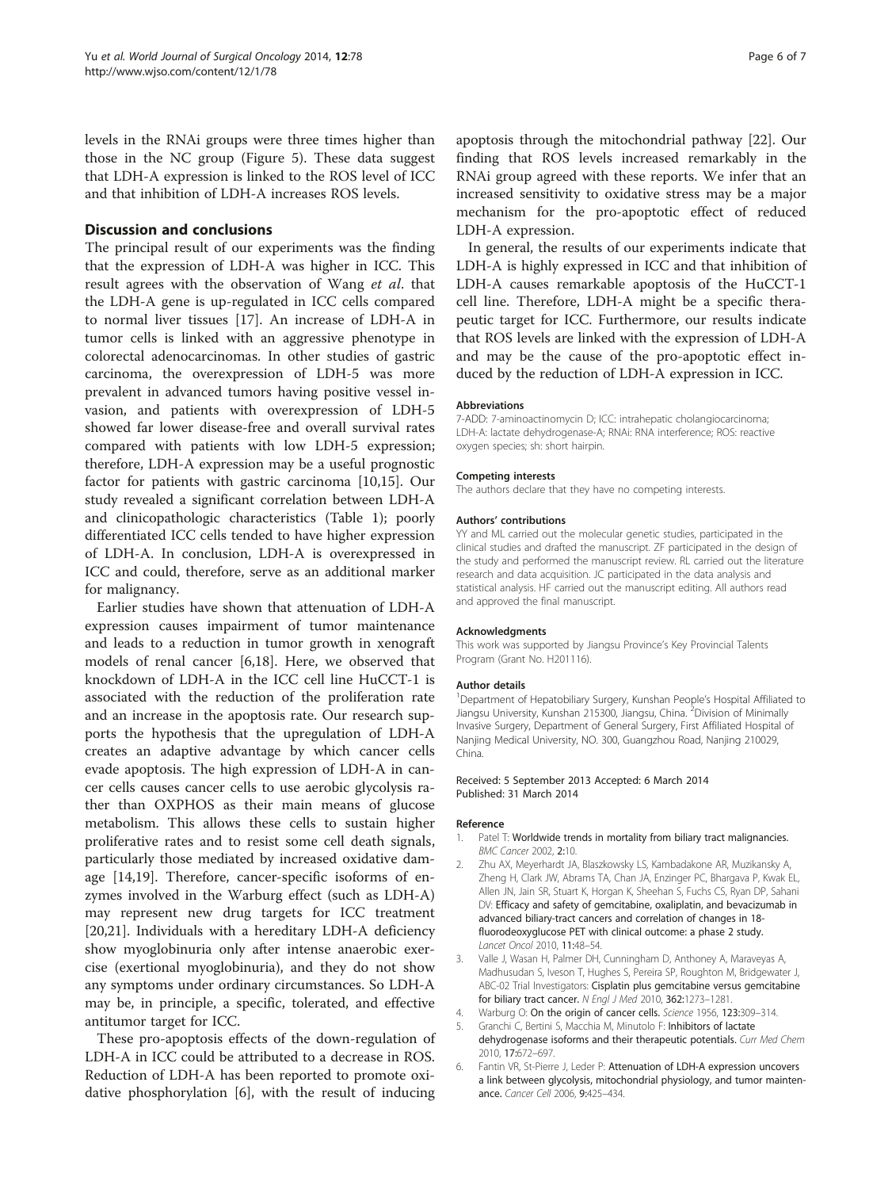levels in the RNAi groups were three times higher than those in the NC group (Figure 5). These data suggest that LDH-A expression is linked to the ROS level of ICC and that inhibition of LDH-A increases ROS levels.

## Discussion and conclusions

The principal result of our experiments was the finding that the expression of LDH-A was higher in ICC. This result agrees with the observation of Wang *et al*. that the LDH-A gene is up-regulated in ICC cells compared to normal liver tissues [17]. An increase of LDH-A in tumor cells is linked with an aggressive phenotype in colorectal adenocarcinomas. In other studies of gastric carcinoma, the overexpression of LDH-5 was more prevalent in advanced tumors having positive vessel invasion, and patients with overexpression of LDH-5 showed far lower disease-free and overall survival rates compared with patients with low LDH-5 expression; therefore, LDH-A expression may be a useful prognostic factor for patients with gastric carcinoma [10,15]. Our study revealed a significant correlation between LDH-A and clinicopathologic characteristics (Table 1); poorly differentiated ICC cells tended to have higher expression of LDH-A. In conclusion, LDH-A is overexpressed in ICC and could, therefore, serve as an additional marker for malignancy.

Earlier studies have shown that attenuation of LDH-A expression causes impairment of tumor maintenance and leads to a reduction in tumor growth in xenograft models of renal cancer [6,18]. Here, we observed that knockdown of LDH-A in the ICC cell line HuCCT-1 is associated with the reduction of the proliferation rate and an increase in the apoptosis rate. Our research supports the hypothesis that the upregulation of LDH-A creates an adaptive advantage by which cancer cells evade apoptosis. The high expression of LDH-A in cancer cells causes cancer cells to use aerobic glycolysis rather than OXPHOS as their main means of glucose metabolism. This allows these cells to sustain higher proliferative rates and to resist some cell death signals, particularly those mediated by increased oxidative damage [14,19]. Therefore, cancer-specific isoforms of enzymes involved in the Warburg effect (such as LDH-A) may represent new drug targets for ICC treatment [20,21]. Individuals with a hereditary LDH-A deficiency show myoglobinuria only after intense anaerobic exercise (exertional myoglobinuria), and they do not show any symptoms under ordinary circumstances. So LDH-A may be, in principle, a specific, tolerated, and effective antitumor target for ICC.

These pro-apoptosis effects of the down-regulation of LDH-A in ICC could be attributed to a decrease in ROS. Reduction of LDH-A has been reported to promote oxidative phosphorylation [6], with the result of inducing apoptosis through the mitochondrial pathway [22]. Our finding that ROS levels increased remarkably in the RNAi group agreed with these reports. We infer that an increased sensitivity to oxidative stress may be a major mechanism for the pro-apoptotic effect of reduced LDH-A expression.

In general, the results of our experiments indicate that LDH-A is highly expressed in ICC and that inhibition of LDH-A causes remarkable apoptosis of the HuCCT-1 cell line. Therefore, LDH-A might be a specific therapeutic target for ICC. Furthermore, our results indicate that ROS levels are linked with the expression of LDH-A and may be the cause of the pro-apoptotic effect induced by the reduction of LDH-A expression in ICC.

#### Abbreviations

7-ADD: 7-aminoactinomycin D; ICC: intrahepatic cholangiocarcinoma; LDH-A: lactate dehydrogenase-A; RNAi: RNA interference; ROS: reactive oxygen species; sh: short hairpin.

#### Competing interests

The authors declare that they have no competing interests.

#### Authors' contributions

YY and ML carried out the molecular genetic studies, participated in the clinical studies and drafted the manuscript. ZF participated in the design of the study and performed the manuscript review. RL carried out the literature research and data acquisition. JC participated in the data analysis and statistical analysis. HF carried out the manuscript editing. All authors read and approved the final manuscript.

#### Acknowledgments

This work was supported by Jiangsu Province's Key Provincial Talents Program (Grant No. H201116).

#### Author details

[1]Department of Hepatobiliary Surgery, Kunshan People's Hospital Affiliated to Jiangsu University, Kunshan 215300, Jiangsu, China. [2]Division of Minimally Invasive Surgery, Department of General Surgery, First Affiliated Hospital of Nanjing Medical University, NO. 300, Guangzhou Road, Nanjing 210029, China.

Received: 5 September 2013 Accepted: 6 March 2014
Published: 31 March 2014

#### Reference

1. Patel T: **Worldwide trends in mortality from biliary tract malignancies.** *BMC Cancer* 2002, **2:**10.
2. Zhu AX, Meyerhardt JA, Blaszkowsky LS, Kambadakone AR, Muzikansky A, Zheng H, Clark JW, Abrams TA, Chan JA, Enzinger PC, Bhargava P, Kwak EL, Allen JN, Jain SR, Stuart K, Horgan K, Sheehan S, Fuchs CS, Ryan DP, Sahani DV: **Efficacy and safety of gemcitabine, oxaliplatin, and bevacizumab in advanced biliary-tract cancers and correlation of changes in 18-fluorodeoxyglucose PET with clinical outcome: a phase 2 study.** *Lancet Oncol* 2010, **11:**48–54.
3. Valle J, Wasan H, Palmer DH, Cunningham D, Anthoney A, Maraveyas A, Madhusudan S, Iveson T, Hughes S, Pereira SP, Roughton M, Bridgewater J, ABC-02 Trial Investigators: **Cisplatin plus gemcitabine versus gemcitabine for biliary tract cancer.** *N Engl J Med* 2010, **362:**1273–1281.
4. Warburg O: **On the origin of cancer cells.** *Science* 1956, **123:**309–314.
5. Granchi C, Bertini S, Macchia M, Minutolo F: **Inhibitors of lactate dehydrogenase isoforms and their therapeutic potentials.** *Curr Med Chem* 2010, **17:**672–697.
6. Fantin VR, St-Pierre J, Leder P: **Attenuation of LDH-A expression uncovers a link between glycolysis, mitochondrial physiology, and tumor maintenance.** *Cancer Cell* 2006, **9:**425–434.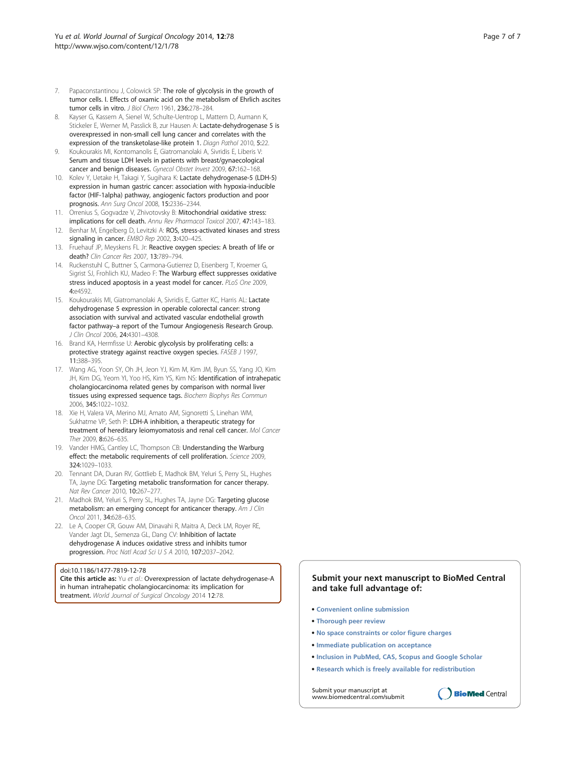7. Papaconstantinou J, Colowick SP: The role of glycolysis in the growth of tumor cells. I. Effects of oxamic acid on the metabolism of Ehrlich ascites tumor cells in vitro. *J Biol Chem* 1961, **236**:278–284.
8. Kayser G, Kassem A, Sienel W, Schulte-Uentrop L, Mattern D, Aumann K, Stickeler E, Werner M, Passlick B, zur Hausen A: Lactate-dehydrogenase 5 is overexpressed in non-small cell lung cancer and correlates with the expression of the transketolase-like protein 1. *Diagn Pathol* 2010, **5**:22.
9. Koukourakis MI, Kontomanolis E, Giatromanolaki A, Sivridis E, Liberis V: Serum and tissue LDH levels in patients with breast/gynaecological cancer and benign diseases. *Gynecol Obstet Invest* 2009, **67**:162–168.
10. Kolev Y, Uetake H, Takagi Y, Sugihara K: Lactate dehydrogenase-5 (LDH-5) expression in human gastric cancer: association with hypoxia-inducible factor (HIF-1alpha) pathway, angiogenic factors production and poor prognosis. *Ann Surg Oncol* 2008, **15**:2336–2344.
11. Orrenius S, Gogvadze V, Zhivotovsky B: Mitochondrial oxidative stress: implications for cell death. *Annu Rev Pharmacol Toxicol* 2007, **47**:143–183.
12. Benhar M, Engelberg D, Levitzki A: ROS, stress-activated kinases and stress signaling in cancer. *EMBO Rep* 2002, **3**:420–425.
13. Fruehauf JP, Meyskens FL Jr: Reactive oxygen species: A breath of life or death? *Clin Cancer Res* 2007, **13**:789–794.
14. Ruckenstuhl C, Buttner S, Carmona-Gutierrez D, Eisenberg T, Kroemer G, Sigrist SJ, Frohlich KU, Madeo F: The Warburg effect suppresses oxidative stress induced apoptosis in a yeast model for cancer. *PLoS One* 2009, **4**:e4592.
15. Koukourakis MI, Giatromanolaki A, Sivridis E, Gatter KC, Harris AL: Lactate dehydrogenase 5 expression in operable colorectal cancer: strong association with survival and activated vascular endothelial growth factor pathway–a report of the Tumour Angiogenesis Research Group. *J Clin Oncol* 2006, **24**:4301–4308.
16. Brand KA, Hermfisse U: Aerobic glycolysis by proliferating cells: a protective strategy against reactive oxygen species. *FASEB J* 1997, **11**:388–395.
17. Wang AG, Yoon SY, Oh JH, Jeon YJ, Kim M, Kim JM, Byun SS, Yang JO, Kim JH, Kim DG, Yeom YI, Yoo HS, Kim YS, Kim NS: Identification of intrahepatic cholangiocarcinoma related genes by comparison with normal liver tissues using expressed sequence tags. *Biochem Biophys Res Commun* 2006, **345**:1022–1032.
18. Xie H, Valera VA, Merino MJ, Amato AM, Signoretti S, Linehan WM, Sukhatme VP, Seth P: LDH-A inhibition, a therapeutic strategy for treatment of hereditary leiomyomatosis and renal cell cancer. *Mol Cancer Ther* 2009, **8**:626–635.
19. Vander HMG, Cantley LC, Thompson CB: Understanding the Warburg effect: the metabolic requirements of cell proliferation. *Science* 2009, **324**:1029–1033.
20. Tennant DA, Duran RV, Gottlieb E, Madhok BM, Yeluri S, Perry SL, Hughes TA, Jayne DG: Targeting metabolic transformation for cancer therapy. *Nat Rev Cancer* 2010, **10**:267–277.
21. Madhok BM, Yeluri S, Perry SL, Hughes TA, Jayne DG: Targeting glucose metabolism: an emerging concept for anticancer therapy. *Am J Clin Oncol* 2011, **34**:628–635.
22. Le A, Cooper CR, Gouw AM, Dinavahi R, Maitra A, Deck LM, Royer RE, Vander Jagt DL, Semenza GL, Dang CV: Inhibition of lactate dehydrogenase A induces oxidative stress and inhibits tumor progression. *Proc Natl Acad Sci U S A* 2010, **107**:2037–2042.

doi:10.1186/1477-7819-12-78

**Cite this article as:** Yu *et al.*: Overexpression of lactate dehydrogenase-A in human intrahepatic cholangiocarcinoma: its implication for treatment. *World Journal of Surgical Oncology* 2014 **12**:78.

**Submit your next manuscript to BioMed Central and take full advantage of:**

- **Convenient online submission**
- **Thorough peer review**
- **No space constraints or color figure charges**
- **Immediate publication on acceptance**
- **Inclusion in PubMed, CAS, Scopus and Google Scholar**
- **Research which is freely available for redistribution**

Submit your manuscript at
www.biomedcentral.com/submit

BioMed Central